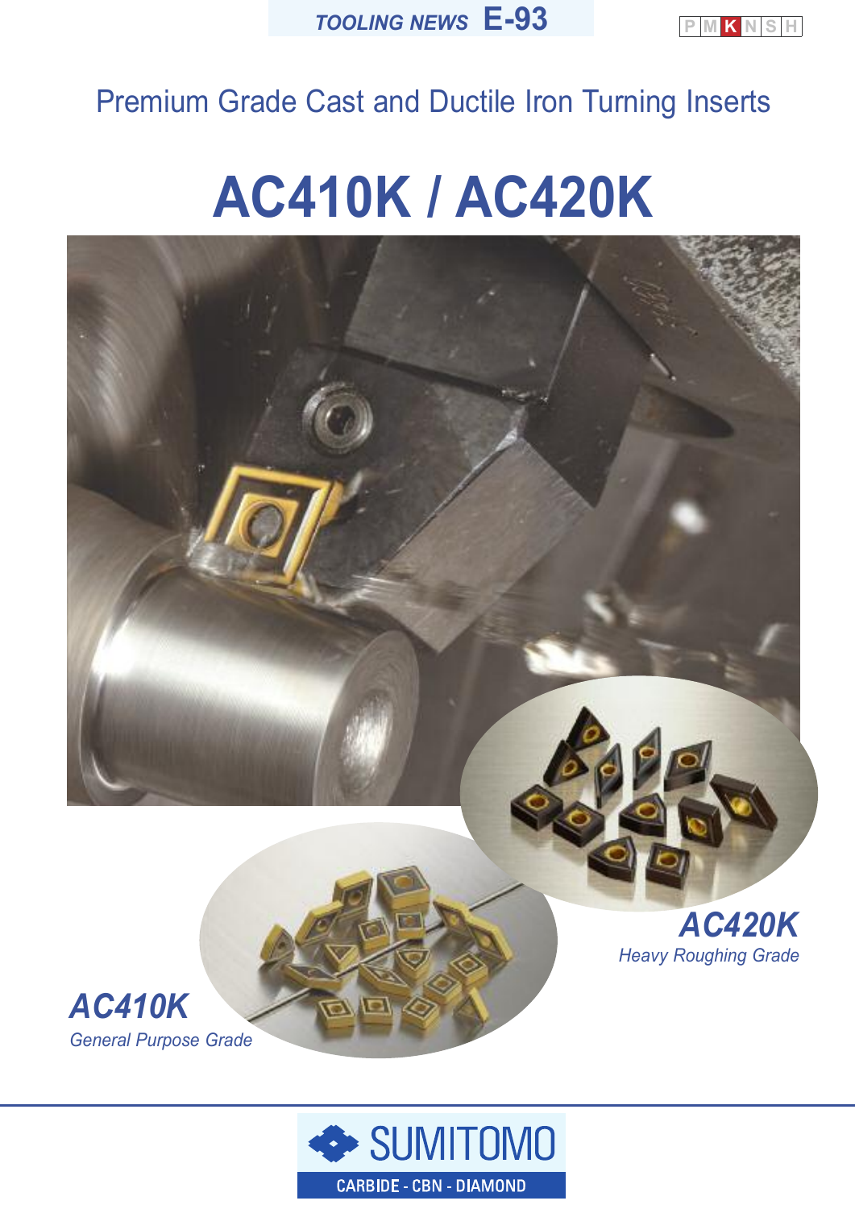TOOLING NEWS E-93

P M K N S H

## Premium Grade Cast and Ductile Iron Turning Inserts

# AC410K / AC420K

***AC420K***
*Heavy Roughing Grade*

***AC410K***
*General Purpose Grade*

SUMITOMO
CARBIDE - CBN - DIAMOND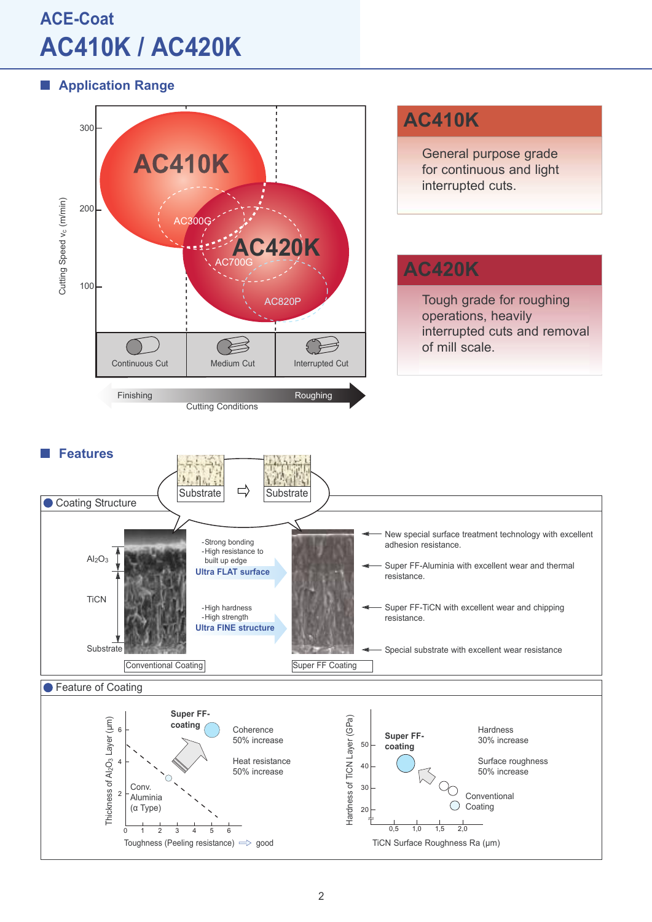# ACE-Coat
# AC410K / AC420K

## Application Range

Cutting Speed $v_c$ (m/min)

300
200
100

AC410K
AC300G
AC420K
AC700G
AC820P

Continuous Cut | Medium Cut | Interrupted Cut

Finishing — Roughing
Cutting Conditions

### AC410K

General purpose grade for continuous and light interrupted cuts.

### AC420K

Tough grade for roughing operations, heavily interrupted cuts and removal of mill scale.

## Features

### Coating Structure

Substrate ⇨ Substrate

$Al_2O_3$

TiCN

Substrate

- Strong bonding
- High resistance to built up edge

**Ultra FLAT surface**

- High hardness
- High strength

**Ultra FINE structure**

Conventional Coating

Super FF Coating

- New special surface treatment technology with excellent adhesion resistance.
- Super FF-Aluminia with excellent wear and thermal resistance.
- Super FF-TiCN with excellent wear and chipping resistance.
- Special substrate with excellent wear resistance

### Feature of Coating

Thickness of $Al_2O_3$ Layer (μm)

Super FF-coating

Conv. Aluminia (α Type)

Coherence 50% increase

Heat resistance 50% increase

Toughness (Peeling resistance) ⇨ good

Hardness of TiCN Layer (GPa)

Super FF-coating

Conventional Coating

Hardness 30% increase

Surface roughness 50% increase

TiCN Surface Roughness Ra (μm)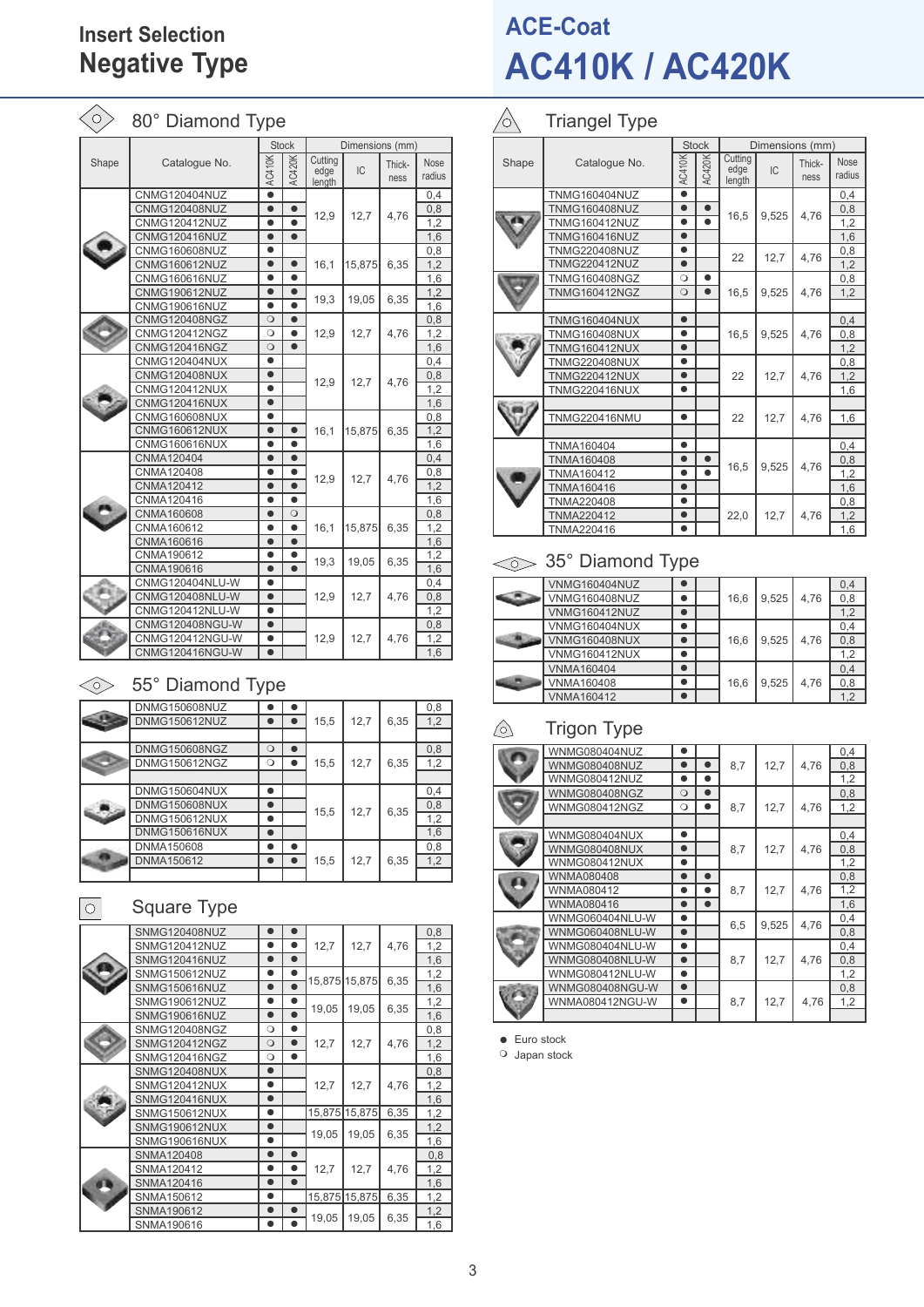# Insert Selection
## Negative Type

# ACE-Coat
## AC410K / AC420K

### 80° Diamond Type

| Shape | Catalogue No. | Stock AC410K | Stock AC420K | Cutting edge length | IC | Thickness | Nose radius |
|---|---|---|---|---|---|---|---|
| | CNMG120404NUZ | ● | | 12,9 | 12,7 | 4,76 | 0,4 |
| | CNMG120408NUZ | ● | ● | | | | 0,8 |
| | CNMG120412NUZ | ● | ● | | | | 1,2 |
| | CNMG120416NUZ | ● | ● | | | | 1,6 |
| | CNMG160608NUZ | ● | | 16,1 | 15,875 | 6,35 | 0,8 |
| | CNMG160612NUZ | ● | ● | | | | 1,2 |
| | CNMG160616NUZ | ● | ● | | | | 1,6 |
| | CNMG190612NUZ | ● | ● | 19,3 | 19,05 | 6,35 | 1,2 |
| | CNMG190616NUZ | ● | ● | | | | 1,6 |
| | CNMG120408NGZ | ○ | ● | 12,9 | 12,7 | 4,76 | 0,8 |
| | CNMG120412NGZ | ○ | ● | | | | 1,2 |
| | CNMG120416NGZ | ○ | ● | | | | 1,6 |
| | CNMG120404NUX | ● | | 12,9 | 12,7 | 4,76 | 0,4 |
| | CNMG120408NUX | ● | | | | | 0,8 |
| | CNMG120412NUX | ● | | | | | 1,2 |
| | CNMG120416NUX | ● | | | | | 1,6 |
| | CNMG160608NUX | ● | | 16,1 | 15,875 | 6,35 | 0,8 |
| | CNMG160612NUX | ● | ● | | | | 1,2 |
| | CNMG160616NUX | ● | ● | | | | 1,6 |
| | CNMA120404 | ● | ● | 12,9 | 12,7 | 4,76 | 0,4 |
| | CNMA120408 | ● | ● | | | | 0,8 |
| | CNMA120412 | ● | ● | | | | 1,2 |
| | CNMA120416 | ● | ● | | | | 1,6 |
| | CNMA160608 | ● | ○ | 16,1 | 15,875 | 6,35 | 0,8 |
| | CNMA160612 | ● | ● | | | | 1,2 |
| | CNMA160616 | ● | ● | | | | 1,6 |
| | CNMA190612 | ● | ● | 19,3 | 19,05 | 6,35 | 1,2 |
| | CNMA190616 | ● | ● | | | | 1,6 |
| | CNMG120404NLU-W | ● | | 12,9 | 12,7 | 4,76 | 0,4 |
| | CNMG120408NLU-W | ● | | | | | 0,8 |
| | CNMG120412NLU-W | ● | | | | | 1,2 |
| | CNMG120408NGU-W | ● | | 12,9 | 12,7 | 4,76 | 0,8 |
| | CNMG120412NGU-W | ● | | | | | 1,2 |
| | CNMG120416NGU-W | ● | | | | | 1,6 |

### 55° Diamond Type

| Shape | Catalogue No. | Stock AC410K | Stock AC420K | Cutting edge length | IC | Thickness | Nose radius |
|---|---|---|---|---|---|---|---|
| | DNMG150608NUZ | ● | ● | 15,5 | 12,7 | 6,35 | 0,8 |
| | DNMG150612NUZ | ● | ● | | | | 1,2 |
| | DNMG150608NGZ | ○ | ● | 15,5 | 12,7 | 6,35 | 0,8 |
| | DNMG150612NGZ | ○ | ● | | | | 1,2 |
| | DNMG150604NUX | ● | | 15,5 | 12,7 | 6,35 | 0,4 |
| | DNMG150608NUX | ● | | | | | 0,8 |
| | DNMG150612NUX | ● | | | | | 1,2 |
| | DNMG150616NUX | ● | | | | | 1,6 |
| | DNMA150608 | ● | ● | 15,5 | 12,7 | 6,35 | 0,8 |
| | DNMA150612 | ● | ● | | | | 1,2 |

### Square Type

| Shape | Catalogue No. | Stock AC410K | Stock AC420K | Cutting edge length | IC | Thickness | Nose radius |
|---|---|---|---|---|---|---|---|
| | SNMG120408NUZ | ● | ● | 12,7 | 12,7 | 4,76 | 0,8 |
| | SNMG120412NUZ | ● | ● | | | | 1,2 |
| | SNMG120416NUZ | ● | ● | | | | 1,6 |
| | SNMG150612NUZ | ● | ● | 15,875 | 15,875 | 6,35 | 1,2 |
| | SNMG150616NUZ | ● | ● | | | | 1,6 |
| | SNMG190612NUZ | ● | ● | 19,05 | 19,05 | 6,35 | 1,2 |
| | SNMG190616NUZ | ● | ● | | | | 1,6 |
| | SNMG120408NGZ | ○ | ● | 12,7 | 12,7 | 4,76 | 0,8 |
| | SNMG120412NGZ | ○ | ● | | | | 1,2 |
| | SNMG120416NGZ | ○ | ● | | | | 1,6 |
| | SNMG120408NUX | ● | | 12,7 | 12,7 | 4,76 | 0,8 |
| | SNMG120412NUX | ● | | | | | 1,2 |
| | SNMG120416NUX | ● | | | | | 1,6 |
| | SNMG150612NUX | ● | | 15,875 | 15,875 | 6,35 | 1,2 |
| | SNMG190612NUX | ● | | 19,05 | 19,05 | 6,35 | 1,2 |
| | SNMG190616NUX | ● | | | | | 1,6 |
| | SNMA120408 | ● | ● | 12,7 | 12,7 | 4,76 | 0,8 |
| | SNMA120412 | ● | ● | | | | 1,2 |
| | SNMA120416 | ● | ● | | | | 1,6 |
| | SNMA150612 | ● | | 15,875 | 15,875 | 6,35 | 1,2 |
| | SNMA190612 | ● | ● | 19,05 | 19,05 | 6,35 | 1,2 |
| | SNMA190616 | ● | ● | | | | 1,6 |

### Triangel Type

| Shape | Catalogue No. | Stock AC410K | Stock AC420K | Cutting edge length | IC | Thickness | Nose radius |
|---|---|---|---|---|---|---|---|
| | TNMG160404NUZ | ● | | 16,5 | 9,525 | 4,76 | 0,4 |
| | TNMG160408NUZ | ● | ● | | | | 0,8 |
| | TNMG160412NUZ | ● | ● | | | | 1,2 |
| | TNMG160416NUZ | ● | | | | | 1,6 |
| | TNMG220408NUZ | ● | | 22 | 12,7 | 4,76 | 0,8 |
| | TNMG220412NUZ | ● | | | | | 1,2 |
| | TNMG160408NGZ | ○ | ● | 16,5 | 9,525 | 4,76 | 0,8 |
| | TNMG160412NGZ | ○ | ● | | | | 1,2 |
| | TNMG160404NUX | ● | | 16,5 | 9,525 | 4,76 | 0,4 |
| | TNMG160408NUX | ● | | | | | 0,8 |
| | TNMG160412NUX | ● | | | | | 1,2 |
| | TNMG220408NUX | ● | | 22 | 12,7 | 4,76 | 0,8 |
| | TNMG220412NUX | ● | | | | | 1,2 |
| | TNMG220416NUX | ● | | | | | 1,6 |
| | TNMG220416NMU | ● | | 22 | 12,7 | 4,76 | 1,6 |
| | TNMA160404 | ● | | 16,5 | 9,525 | 4,76 | 0,4 |
| | TNMA160408 | ● | ● | | | | 0,8 |
| | TNMA160412 | ● | ● | | | | 1,2 |
| | TNMA160416 | ● | | | | | 1,6 |
| | TNMA220408 | ● | | 22,0 | 12,7 | 4,76 | 0,8 |
| | TNMA220412 | ● | | | | | 1,2 |
| | TNMA220416 | ● | | | | | 1,6 |

### 35° Diamond Type

| Shape | Catalogue No. | Stock AC410K | Stock AC420K | Cutting edge length | IC | Thickness | Nose radius |
|---|---|---|---|---|---|---|---|
| | VNMG160404NUZ | ● | | 16,6 | 9,525 | 4,76 | 0,4 |
| | VNMG160408NUZ | ● | | | | | 0,8 |
| | VNMG160412NUZ | ● | | | | | 1,2 |
| | VNMG160404NUX | ● | | 16,6 | 9,525 | 4,76 | 0,4 |
| | VNMG160408NUX | ● | | | | | 0,8 |
| | VNMG160412NUX | ● | | | | | 1,2 |
| | VNMA160404 | ● | | 16,6 | 9,525 | 4,76 | 0,4 |
| | VNMA160408 | ● | | | | | 0,8 |
| | VNMA160412 | ● | | | | | 1,2 |

### Trigon Type

| Shape | Catalogue No. | Stock AC410K | Stock AC420K | Cutting edge length | IC | Thickness | Nose radius |
|---|---|---|---|---|---|---|---|
| | WNMG080404NUZ | ● | | 8,7 | 12,7 | 4,76 | 0,4 |
| | WNMG080408NUZ | ● | ● | | | | 0,8 |
| | WNMG080412NUZ | ● | ● | | | | 1,2 |
| | WNMG080408NGZ | ○ | ● | 8,7 | 12,7 | 4,76 | 0,8 |
| | WNMG080412NGZ | ○ | ● | | | | 1,2 |
| | WNMG080404NUX | ● | | 8,7 | 12,7 | 4,76 | 0,4 |
| | WNMG080408NUX | ● | | | | | 0,8 |
| | WNMG080412NUX | ● | | | | | 1,2 |
| | WNMA080408 | ● | ● | 8,7 | 12,7 | 4,76 | 0,8 |
| | WNMA080412 | ● | ● | | | | 1,2 |
| | WNMA080416 | ● | ● | | | | 1,6 |
| | WNMG060404NLU-W | ● | | 6,5 | 9,525 | 4,76 | 0,4 |
| | WNMG060408NLU-W | ● | | | | | 0,8 |
| | WNMG080404NLU-W | ● | | 8,7 | 12,7 | 4,76 | 0,4 |
| | WNMG080408NLU-W | ● | | | | | 0,8 |
| | WNMG080412NLU-W | ● | | | | | 1,2 |
| | WNMG080408NGU-W | ● | | 8,7 | 12,7 | 4,76 | 0,8 |
| | WNMA080412NGU-W | ● | | | | | 1,2 |

● Euro stock
○ Japan stock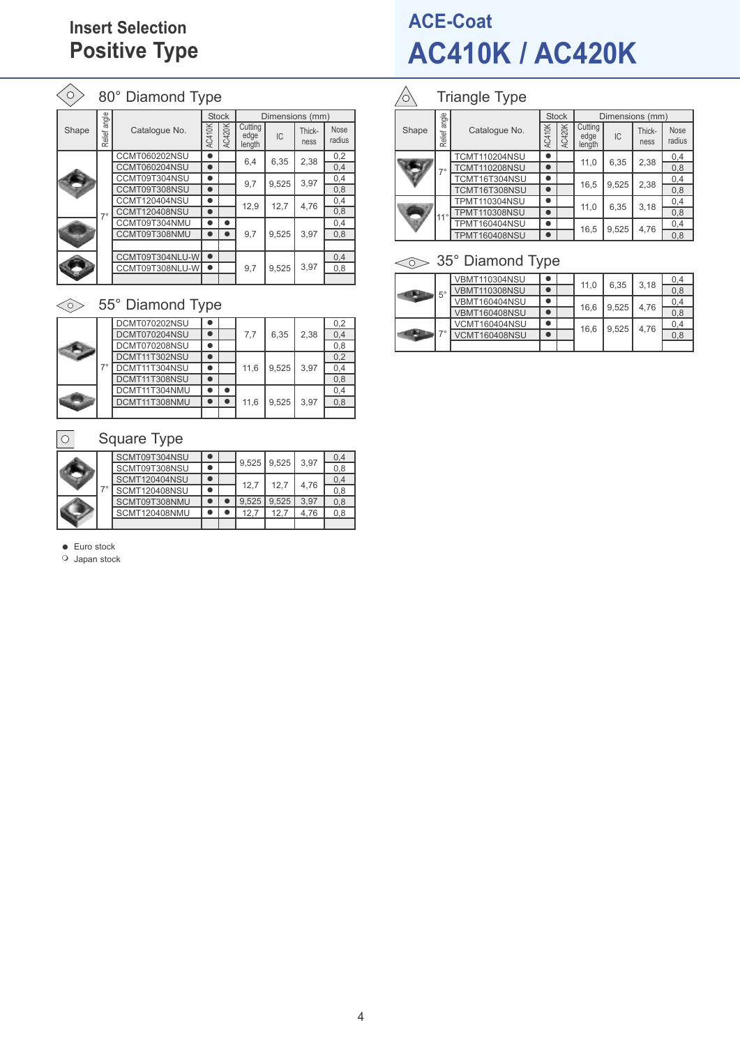## Insert Selection
# Positive Type

## ACE-Coat
# AC410K / AC420K

### 80° Diamond Type

| Shape | Relief angle | Catalogue No. | Stock AC410K | Stock AC420K | Cutting edge length | IC | Thick-ness | Nose radius |
|---|---|---|---|---|---|---|---|---|
| | 7° | CCMT060202NSU | ● | | 6,4 | 6,35 | 2,38 | 0,2 |
| | | CCMT060204NSU | ● | | | | | 0,4 |
| | | CCMT09T304NSU | ● | | 9,7 | 9,525 | 3,97 | 0,4 |
| | | CCMT09T308NSU | ● | | | | | 0,8 |
| | | CCMT120404NSU | ● | | 12,9 | 12,7 | 4,76 | 0,4 |
| | | CCMT120408NSU | ● | | | | | 0,8 |
| | | CCMT09T304NMU | ● | ● | 9,7 | 9,525 | 3,97 | 0,4 |
| | | CCMT09T308NMU | ● | ● | | | | 0,8 |
| | | CCMT09T304NLU-W | ● | | 9,7 | 9,525 | 3,97 | 0,4 |
| | | CCMT09T308NLU-W | ● | | | | | 0,8 |

### 55° Diamond Type

| Shape | Relief angle | Catalogue No. | Stock AC410K | Stock AC420K | Cutting edge length | IC | Thick-ness | Nose radius |
|---|---|---|---|---|---|---|---|---|
| | 7° | DCMT070202NSU | ● | | 7,7 | 6,35 | 2,38 | 0,2 |
| | | DCMT070204NSU | ● | | | | | 0,4 |
| | | DCMT070208NSU | ● | | | | | 0,8 |
| | | DCMT11T302NSU | ● | | 11,6 | 9,525 | 3,97 | 0,2 |
| | | DCMT11T304NSU | ● | | | | | 0,4 |
| | | DCMT11T308NSU | ● | | | | | 0,8 |
| | | DCMT11T304NMU | ● | ● | 11,6 | 9,525 | 3,97 | 0,4 |
| | | DCMT11T308NMU | ● | ● | | | | 0,8 |

### Square Type

| Shape | Relief angle | Catalogue No. | Stock AC410K | Stock AC420K | Cutting edge length | IC | Thick-ness | Nose radius |
|---|---|---|---|---|---|---|---|---|
| | 7° | SCMT09T304NSU | ● | | 9,525 | 9,525 | 3,97 | 0,4 |
| | | SCMT09T308NSU | ● | | | | | 0,8 |
| | | SCMT120404NSU | ● | | 12,7 | 12,7 | 4,76 | 0,4 |
| | | SCMT120408NSU | ● | | | | | 0,8 |
| | | SCMT09T308NMU | ● | ● | 9,525 | 9,525 | 3,97 | 0,8 |
| | | SCMT120408NMU | ● | ● | 12,7 | 12,7 | 4,76 | 0,8 |

● Euro stock
○ Japan stock

### Triangle Type

| Shape | Relief angle | Catalogue No. | Stock AC410K | Stock AC420K | Cutting edge length | IC | Thick-ness | Nose radius |
|---|---|---|---|---|---|---|---|---|
| | 7° | TCMT110204NSU | ● | | 11,0 | 6,35 | 2,38 | 0,4 |
| | | TCMT110208NSU | ● | | | | | 0,8 |
| | | TCMT16T304NSU | ● | | 16,5 | 9,525 | 2,38 | 0,4 |
| | | TCMT16T308NSU | ● | | | | | 0,8 |
| | 11° | TPMT110304NSU | ● | | 11,0 | 6,35 | 3,18 | 0,4 |
| | | TPMT110308NSU | ● | | | | | 0,8 |
| | | TPMT160404NSU | ● | | 16,5 | 9,525 | 4,76 | 0,4 |
| | | TPMT160408NSU | ● | | | | | 0,8 |

### 35° Diamond Type

| Shape | Relief angle | Catalogue No. | Stock AC410K | Stock AC420K | Cutting edge length | IC | Thick-ness | Nose radius |
|---|---|---|---|---|---|---|---|---|
| | 5° | VBMT110304NSU | ● | | 11,0 | 6,35 | 3,18 | 0,4 |
| | | VBMT110308NSU | ● | | | | | 0,8 |
| | | VBMT160404NSU | ● | | 16,6 | 9,525 | 4,76 | 0,4 |
| | | VBMT160408NSU | ● | | | | | 0,8 |
| | 7° | VCMT160404NSU | ● | | 16,6 | 9,525 | 4,76 | 0,4 |
| | | VCMT160408NSU | ● | | | | | 0,8 |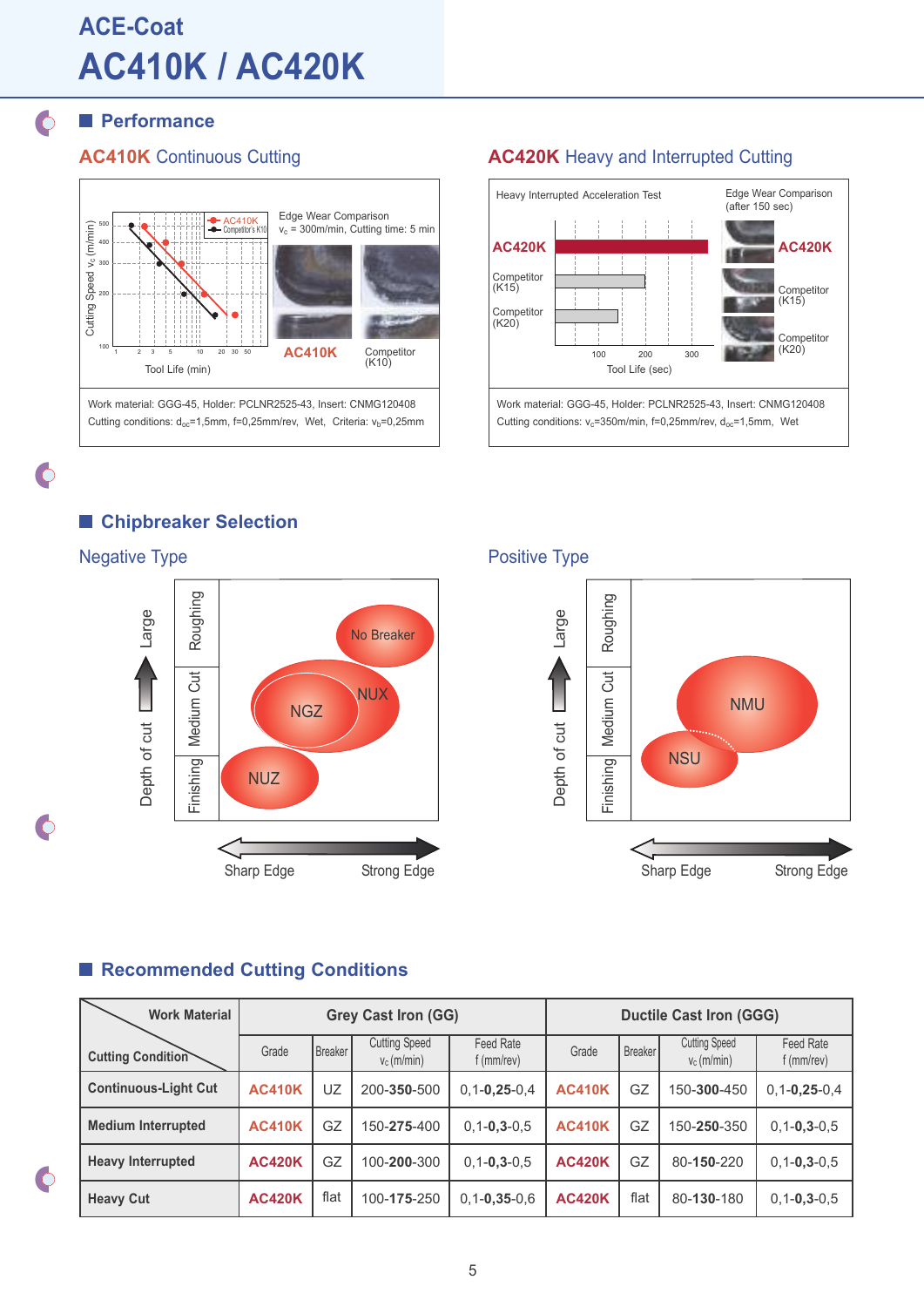# ACE-Coat
# AC410K / AC420K

## Performance

### AC410K Continuous Cutting

Edge Wear Comparison
$v_c$ = 300m/min, Cutting time: 5 min

AC410K — Competitor (K10)

Work material: GGG-45, Holder: PCLNR2525-43, Insert: CNMG120408
Cutting conditions: $d_{oc}$=1,5mm, f=0,25mm/rev, Wet, Criteria: $v_b$=0,25mm

### AC420K Heavy and Interrupted Cutting

Heavy Interrupted Acceleration Test

Edge Wear Comparison (after 150 sec)

AC420K — Competitor (K15) — Competitor (K20)

Work material: GGG-45, Holder: PCLNR2525-43, Insert: CNMG120408
Cutting conditions: $v_c$=350m/min, f=0,25mm/rev, $d_{oc}$=1,5mm, Wet

## Chipbreaker Selection

### Negative Type

- Roughing: No Breaker
- Medium Cut: NGZ, NUX
- Finishing: NUZ

Depth of cut: Large ↑ — Sharp Edge ↔ Strong Edge

### Positive Type

- Medium Cut: NMU
- Finishing: NSU

Depth of cut: Large ↑ — Sharp Edge ↔ Strong Edge

## Recommended Cutting Conditions

| Work Material / Cutting Condition | Grey Cast Iron (GG) | | | | Ductile Cast Iron (GGG) | | | |
|---|---|---|---|---|---|---|---|---|
| | Grade | Breaker | Cutting Speed $v_c$ (m/min) | Feed Rate f (mm/rev) | Grade | Breaker | Cutting Speed $v_c$ (m/min) | Feed Rate f (mm/rev) |
| Continuous-Light Cut | AC410K | UZ | 200-**350**-500 | 0,1-**0,25**-0,4 | AC410K | GZ | 150-**300**-450 | 0,1-**0,25**-0,4 |
| Medium Interrupted | AC410K | GZ | 150-**275**-400 | 0,1-**0,3**-0,5 | AC410K | GZ | 150-**250**-350 | 0,1-**0,3**-0,5 |
| Heavy Interrupted | AC420K | GZ | 100-**200**-300 | 0,1-**0,3**-0,5 | AC420K | GZ | 80-**150**-220 | 0,1-**0,3**-0,5 |
| Heavy Cut | AC420K | flat | 100-**175**-250 | 0,1-**0,35**-0,6 | AC420K | flat | 80-**130**-180 | 0,1-**0,3**-0,5 |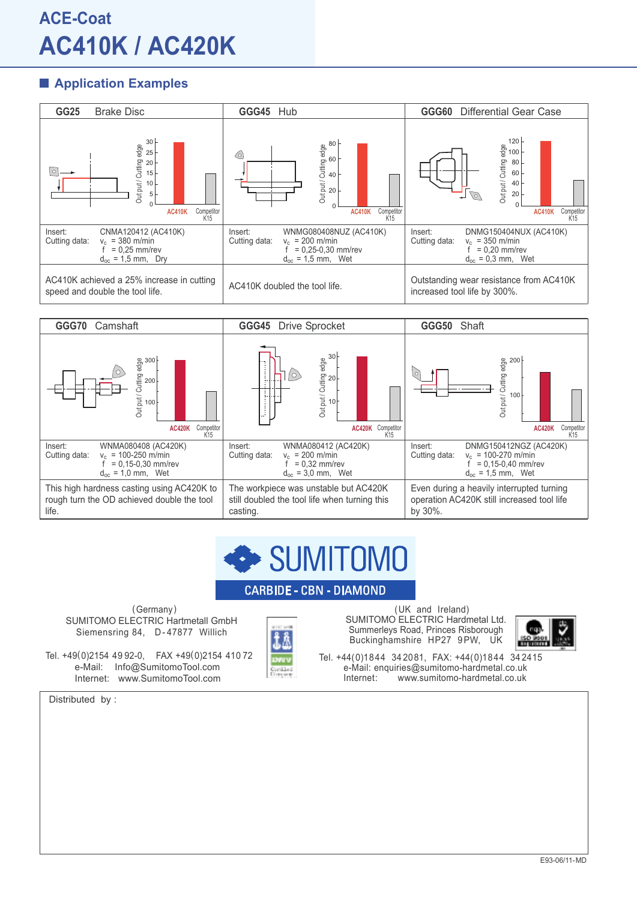# ACE-Coat
# AC410K / AC420K

## Application Examples

| GG25 Brake Disc | GGG45 Hub | GGG60 Differential Gear Case |
|---|---|---|
| Out put / Cutting edge<br>30 25 20 15 10 5 0<br>AC410K Competitor K15 | Out put / Cutting edge<br>80 60 40 20 0<br>AC410K Competitor K15 | Out put / Cutting edge<br>120 100 80 60 40 20 0<br>AC410K Competitor K15 |
| Insert: CNMA120412 (AC410K)<br>Cutting data: $v_c$ = 380 m/min<br>f = 0,25 mm/rev<br>$d_{oc}$ = 1,5 mm, Dry | Insert: WNMG080408NUZ (AC410K)<br>Cutting data: $v_c$ = 200 m/min<br>f = 0,25-0,30 mm/rev<br>$d_{oc}$ = 1,5 mm, Wet | Insert: DNMG150404NUX (AC410K)<br>Cutting data: $v_c$ = 350 m/min<br>f = 0,20 mm/rev<br>$d_{oc}$ = 0,3 mm, Wet |
| AC410K achieved a 25% increase in cutting speed and double the tool life. | AC410K doubled the tool life. | Outstanding wear resistance from AC410K increased tool life by 300%. |

| GGG70 Camshaft | GGG45 Drive Sprocket | GGG50 Shaft |
|---|---|---|
| Out put / Cutting edge<br>300 200 100<br>AC420K Competitor K15 | Out put / Cutting edge<br>30 20 10<br>AC420K Competitor K15 | Out put / Cutting edge<br>200 100<br>AC420K Competitor K15 |
| Insert: WNMA080408 (AC420K)<br>Cutting data: $v_c$ = 100-250 m/min<br>f = 0,15-0,30 mm/rev<br>$d_{oc}$ = 1,0 mm, Wet | Insert: WNMA080412 (AC420K)<br>Cutting data: $v_c$ = 200 m/min<br>f = 0,32 mm/rev<br>$d_{oc}$ = 3,0 mm, Wet | Insert: DNMG150412NGZ (AC420K)<br>Cutting data: $v_c$ = 100-270 m/min<br>f = 0,15-0,40 mm/rev<br>$d_{oc}$ = 1,5 mm, Wet |
| This high hardness casting using AC420K to rough turn the OD achieved double the tool life. | The workpiece was unstable but AC420K still doubled the tool life when turning this casting. | Even during a heavily interrupted turning operation AC420K still increased tool life by 30%. |

SUMITOMO
CARBIDE - CBN - DIAMOND

(Germany)
SUMITOMO ELECTRIC Hartmetall GmbH
Siemensring 84, D-47877 Willich

Tel. +49(0)2154 4992-0, FAX +49(0)2154 41072
e-Mail: Info@SumitomoTool.com
Internet: www.SumitomoTool.com

(UK and Ireland)
SUMITOMO ELECTRIC Hardmetal Ltd.
Summerleys Road, Princes Risborough
Buckinghamshire HP27 9PW, UK

Tel. +44(0)1844 342081, FAX: +44(0)1844 342415
e-Mail: enquiries@sumitomo-hardmetal.co.uk
Internet: www.sumitomo-hardmetal.co.uk

Distributed by :

E93-06/11-MD